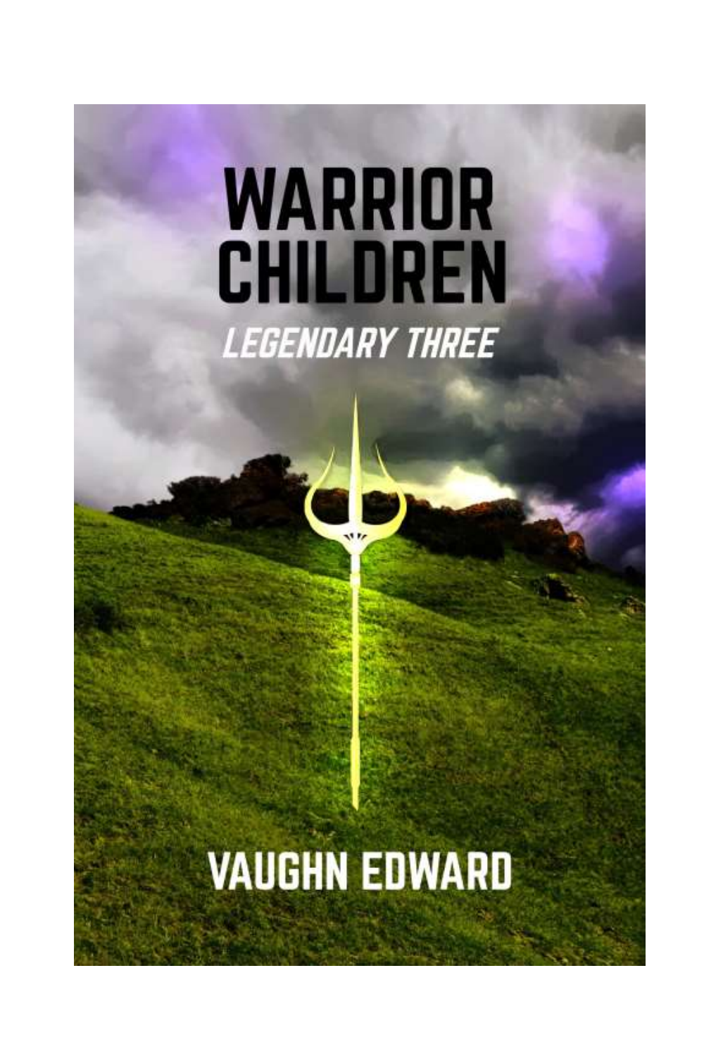# WARRIOR CHILDREN

*LEGENDARY THREE*

VAUGHN EDWARD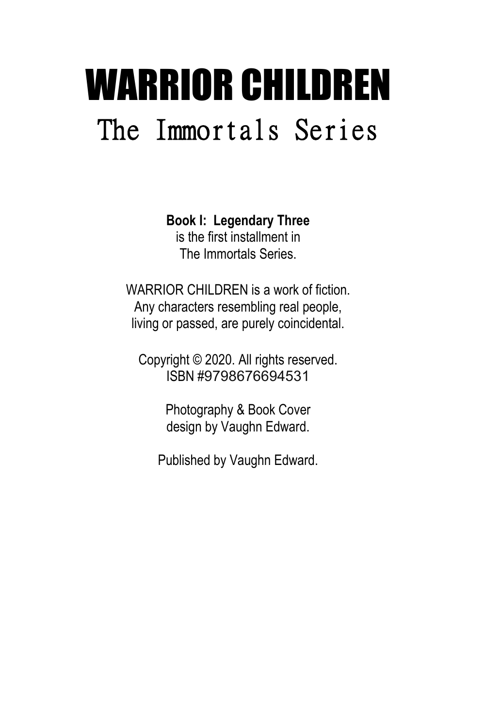# WARRIOR CHILDREN

## The Immortals Series

**Book I: Legendary Three**
is the first installment in
The Immortals Series.

WARRIOR CHILDREN is a work of fiction.
Any characters resembling real people,
living or passed, are purely coincidental.

Copyright © 2020. All rights reserved.
ISBN #9798676694531

Photography & Book Cover
design by Vaughn Edward.

Published by Vaughn Edward.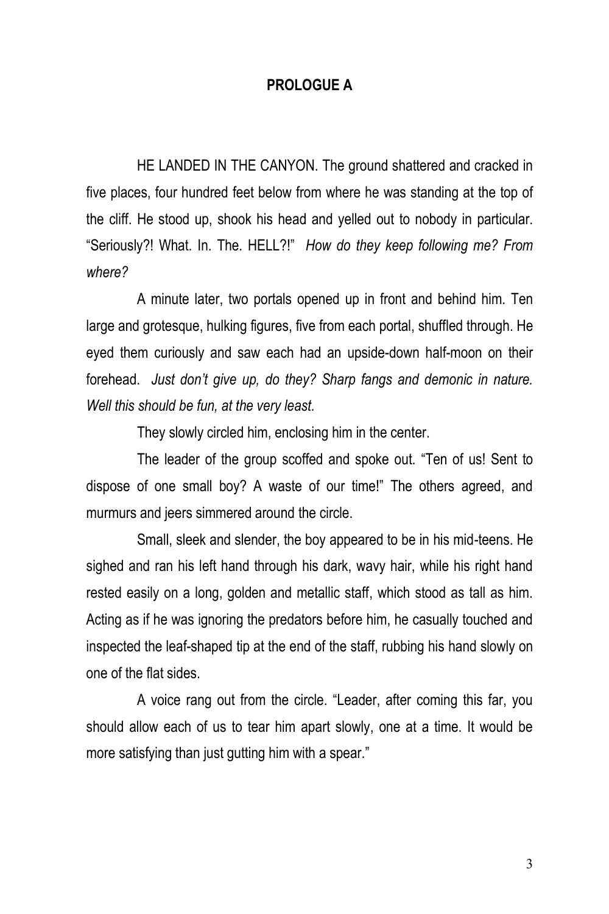## PROLOGUE A

HE LANDED IN THE CANYON. The ground shattered and cracked in five places, four hundred feet below from where he was standing at the top of the cliff. He stood up, shook his head and yelled out to nobody in particular. "Seriously?! What. In. The. HELL?!" *How do they keep following me? From where?*

A minute later, two portals opened up in front and behind him. Ten large and grotesque, hulking figures, five from each portal, shuffled through. He eyed them curiously and saw each had an upside-down half-moon on their forehead. *Just don't give up, do they? Sharp fangs and demonic in nature. Well this should be fun, at the very least.*

They slowly circled him, enclosing him in the center.

The leader of the group scoffed and spoke out. "Ten of us! Sent to dispose of one small boy? A waste of our time!" The others agreed, and murmurs and jeers simmered around the circle.

Small, sleek and slender, the boy appeared to be in his mid-teens. He sighed and ran his left hand through his dark, wavy hair, while his right hand rested easily on a long, golden and metallic staff, which stood as tall as him. Acting as if he was ignoring the predators before him, he casually touched and inspected the leaf-shaped tip at the end of the staff, rubbing his hand slowly on one of the flat sides.

A voice rang out from the circle. "Leader, after coming this far, you should allow each of us to tear him apart slowly, one at a time. It would be more satisfying than just gutting him with a spear."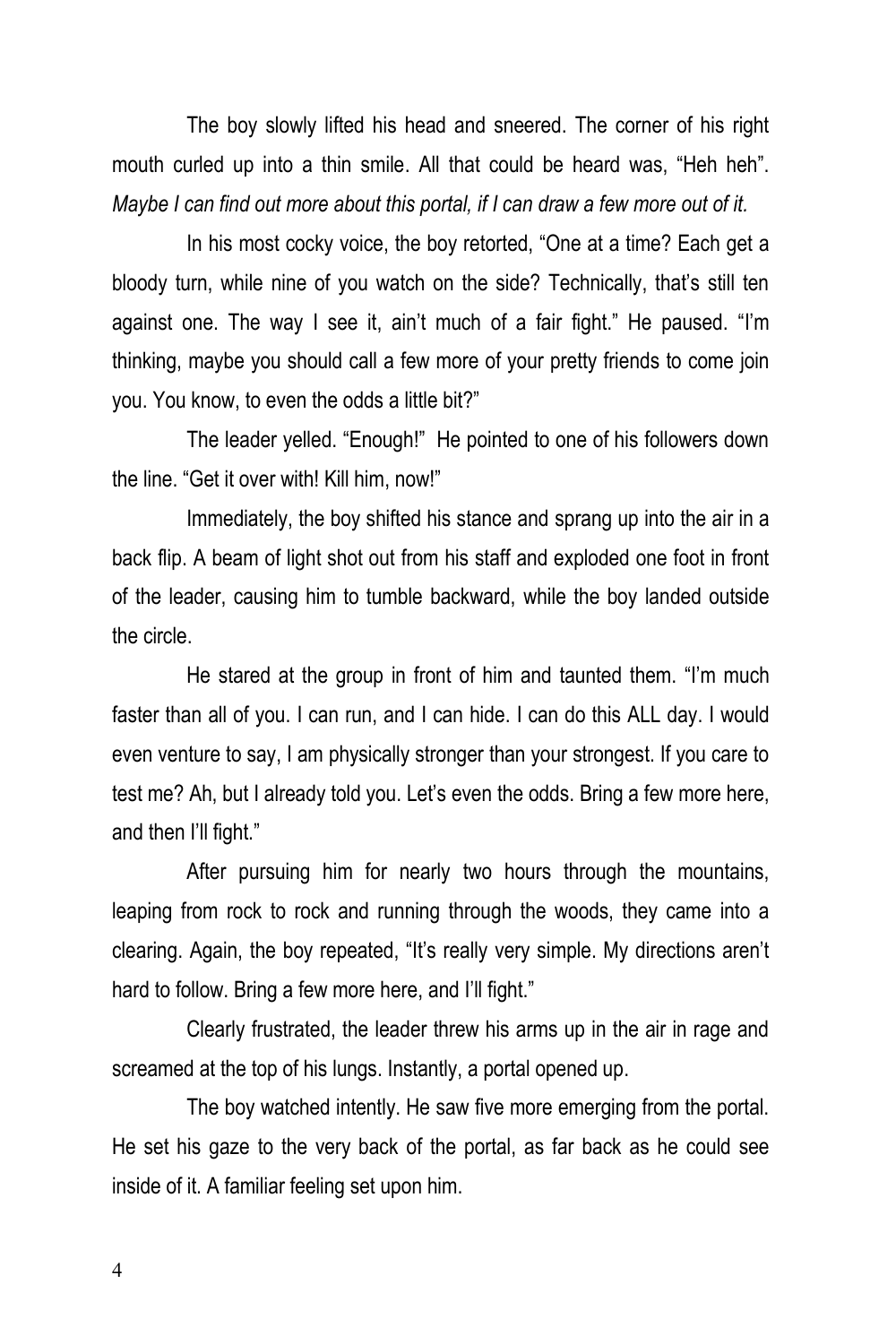The boy slowly lifted his head and sneered. The corner of his right mouth curled up into a thin smile. All that could be heard was, "Heh heh". *Maybe I can find out more about this portal, if I can draw a few more out of it.*

In his most cocky voice, the boy retorted, "One at a time? Each get a bloody turn, while nine of you watch on the side? Technically, that's still ten against one. The way I see it, ain't much of a fair fight." He paused. "I'm thinking, maybe you should call a few more of your pretty friends to come join you. You know, to even the odds a little bit?"

The leader yelled. "Enough!" He pointed to one of his followers down the line. "Get it over with! Kill him, now!"

Immediately, the boy shifted his stance and sprang up into the air in a back flip. A beam of light shot out from his staff and exploded one foot in front of the leader, causing him to tumble backward, while the boy landed outside the circle.

He stared at the group in front of him and taunted them. "I'm much faster than all of you. I can run, and I can hide. I can do this ALL day. I would even venture to say, I am physically stronger than your strongest. If you care to test me? Ah, but I already told you. Let's even the odds. Bring a few more here, and then I'll fight."

After pursuing him for nearly two hours through the mountains, leaping from rock to rock and running through the woods, they came into a clearing. Again, the boy repeated, "It's really very simple. My directions aren't hard to follow. Bring a few more here, and I'll fight."

Clearly frustrated, the leader threw his arms up in the air in rage and screamed at the top of his lungs. Instantly, a portal opened up.

The boy watched intently. He saw five more emerging from the portal. He set his gaze to the very back of the portal, as far back as he could see inside of it. A familiar feeling set upon him.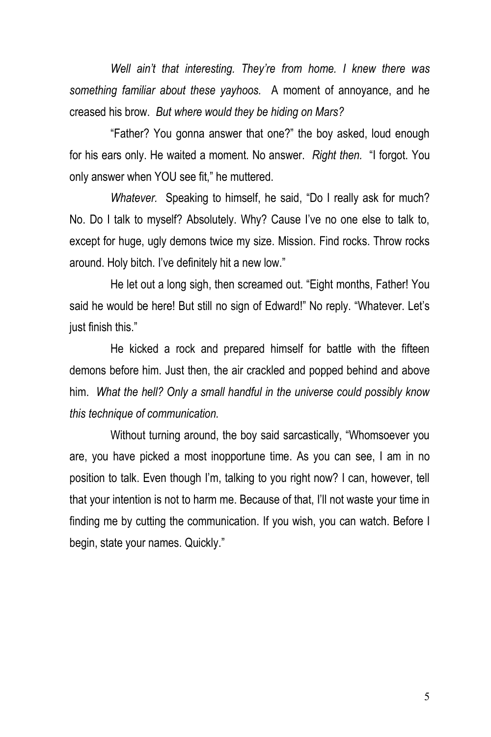*Well ain't that interesting. They're from home. I knew there was something familiar about these yayhoos.* A moment of annoyance, and he creased his brow. *But where would they be hiding on Mars?*

"Father? You gonna answer that one?" the boy asked, loud enough for his ears only. He waited a moment. No answer. *Right then.* "I forgot. You only answer when YOU see fit," he muttered.

*Whatever.* Speaking to himself, he said, "Do I really ask for much? No. Do I talk to myself? Absolutely. Why? Cause I've no one else to talk to, except for huge, ugly demons twice my size. Mission. Find rocks. Throw rocks around. Holy bitch. I've definitely hit a new low."

He let out a long sigh, then screamed out. "Eight months, Father! You said he would be here! But still no sign of Edward!" No reply. "Whatever. Let's just finish this."

He kicked a rock and prepared himself for battle with the fifteen demons before him. Just then, the air crackled and popped behind and above him. *What the hell? Only a small handful in the universe could possibly know this technique of communication.*

Without turning around, the boy said sarcastically, "Whomsoever you are, you have picked a most inopportune time. As you can see, I am in no position to talk. Even though I'm, talking to you right now? I can, however, tell that your intention is not to harm me. Because of that, I'll not waste your time in finding me by cutting the communication. If you wish, you can watch. Before I begin, state your names. Quickly."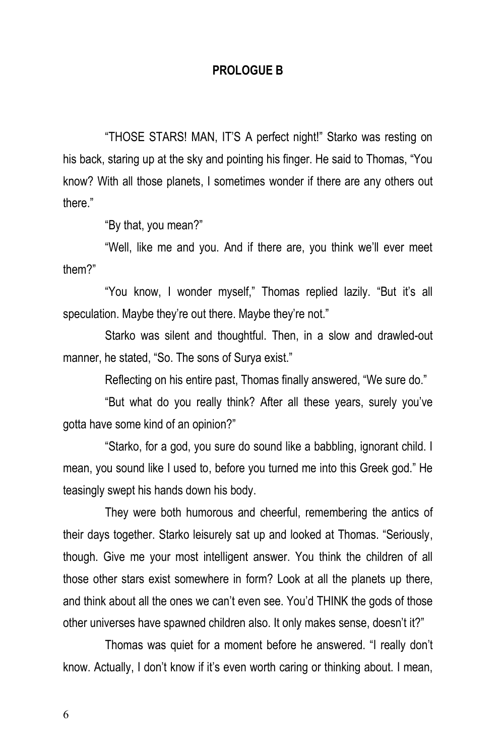## PROLOGUE B

"THOSE STARS! MAN, IT'S A perfect night!" Starko was resting on his back, staring up at the sky and pointing his finger. He said to Thomas, "You know? With all those planets, I sometimes wonder if there are any others out there."

"By that, you mean?"

"Well, like me and you. And if there are, you think we'll ever meet them?"

"You know, I wonder myself," Thomas replied lazily. "But it's all speculation. Maybe they're out there. Maybe they're not."

Starko was silent and thoughtful. Then, in a slow and drawled-out manner, he stated, "So. The sons of Surya exist."

Reflecting on his entire past, Thomas finally answered, "We sure do."

"But what do you really think? After all these years, surely you've gotta have some kind of an opinion?"

"Starko, for a god, you sure do sound like a babbling, ignorant child. I mean, you sound like I used to, before you turned me into this Greek god." He teasingly swept his hands down his body.

They were both humorous and cheerful, remembering the antics of their days together. Starko leisurely sat up and looked at Thomas. "Seriously, though. Give me your most intelligent answer. You think the children of all those other stars exist somewhere in form? Look at all the planets up there, and think about all the ones we can't even see. You'd THINK the gods of those other universes have spawned children also. It only makes sense, doesn't it?"

Thomas was quiet for a moment before he answered. "I really don't know. Actually, I don't know if it's even worth caring or thinking about. I mean,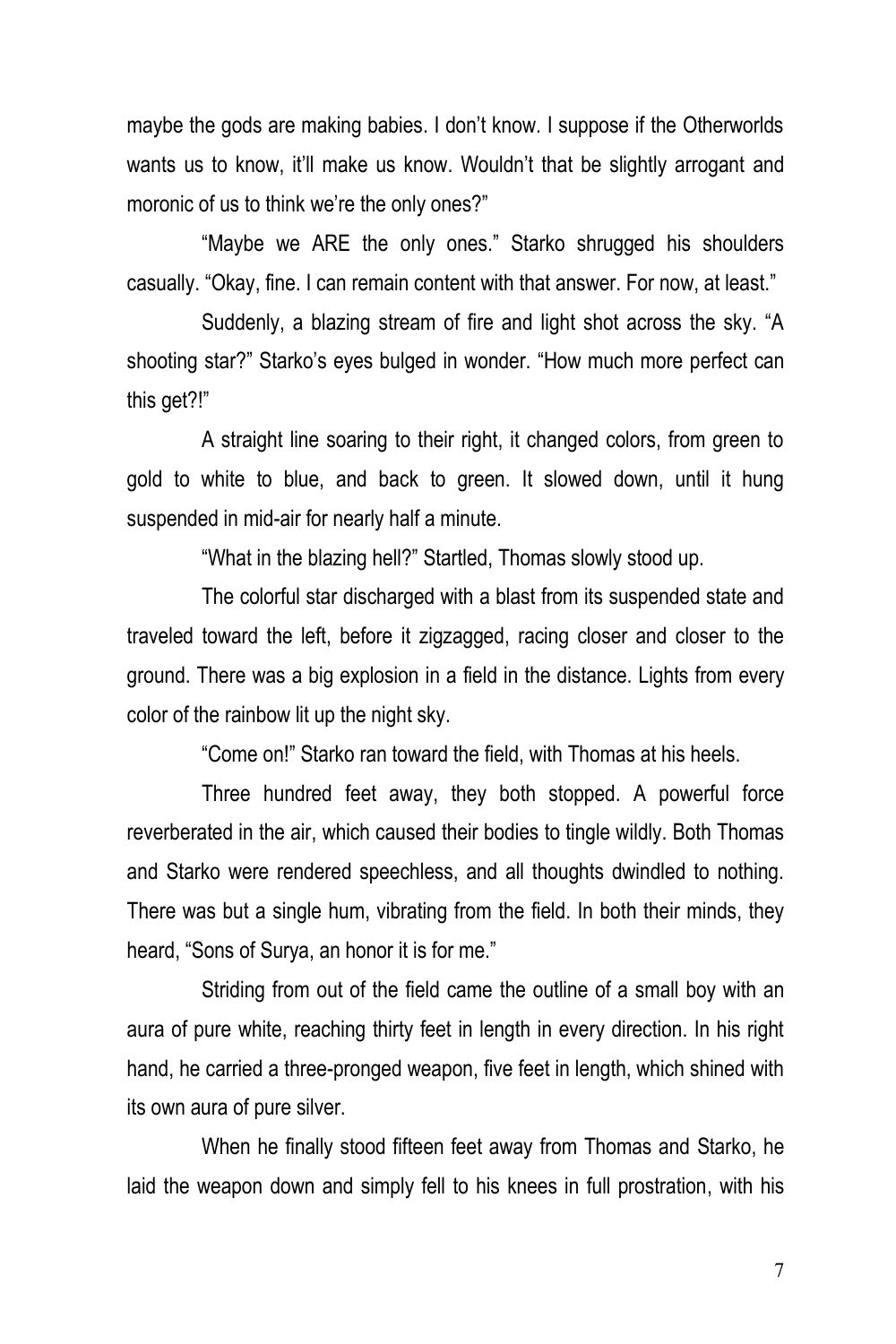maybe the gods are making babies. I don't know. I suppose if the Otherworlds wants us to know, it'll make us know. Wouldn't that be slightly arrogant and moronic of us to think we're the only ones?"

"Maybe we ARE the only ones." Starko shrugged his shoulders casually. "Okay, fine. I can remain content with that answer. For now, at least."

Suddenly, a blazing stream of fire and light shot across the sky. "A shooting star?" Starko's eyes bulged in wonder. "How much more perfect can this get?!"

A straight line soaring to their right, it changed colors, from green to gold to white to blue, and back to green. It slowed down, until it hung suspended in mid-air for nearly half a minute.

"What in the blazing hell?" Startled, Thomas slowly stood up.

The colorful star discharged with a blast from its suspended state and traveled toward the left, before it zigzagged, racing closer and closer to the ground. There was a big explosion in a field in the distance. Lights from every color of the rainbow lit up the night sky.

"Come on!" Starko ran toward the field, with Thomas at his heels.

Three hundred feet away, they both stopped. A powerful force reverberated in the air, which caused their bodies to tingle wildly. Both Thomas and Starko were rendered speechless, and all thoughts dwindled to nothing. There was but a single hum, vibrating from the field. In both their minds, they heard, "Sons of Surya, an honor it is for me."

Striding from out of the field came the outline of a small boy with an aura of pure white, reaching thirty feet in length in every direction. In his right hand, he carried a three-pronged weapon, five feet in length, which shined with its own aura of pure silver.

When he finally stood fifteen feet away from Thomas and Starko, he laid the weapon down and simply fell to his knees in full prostration, with his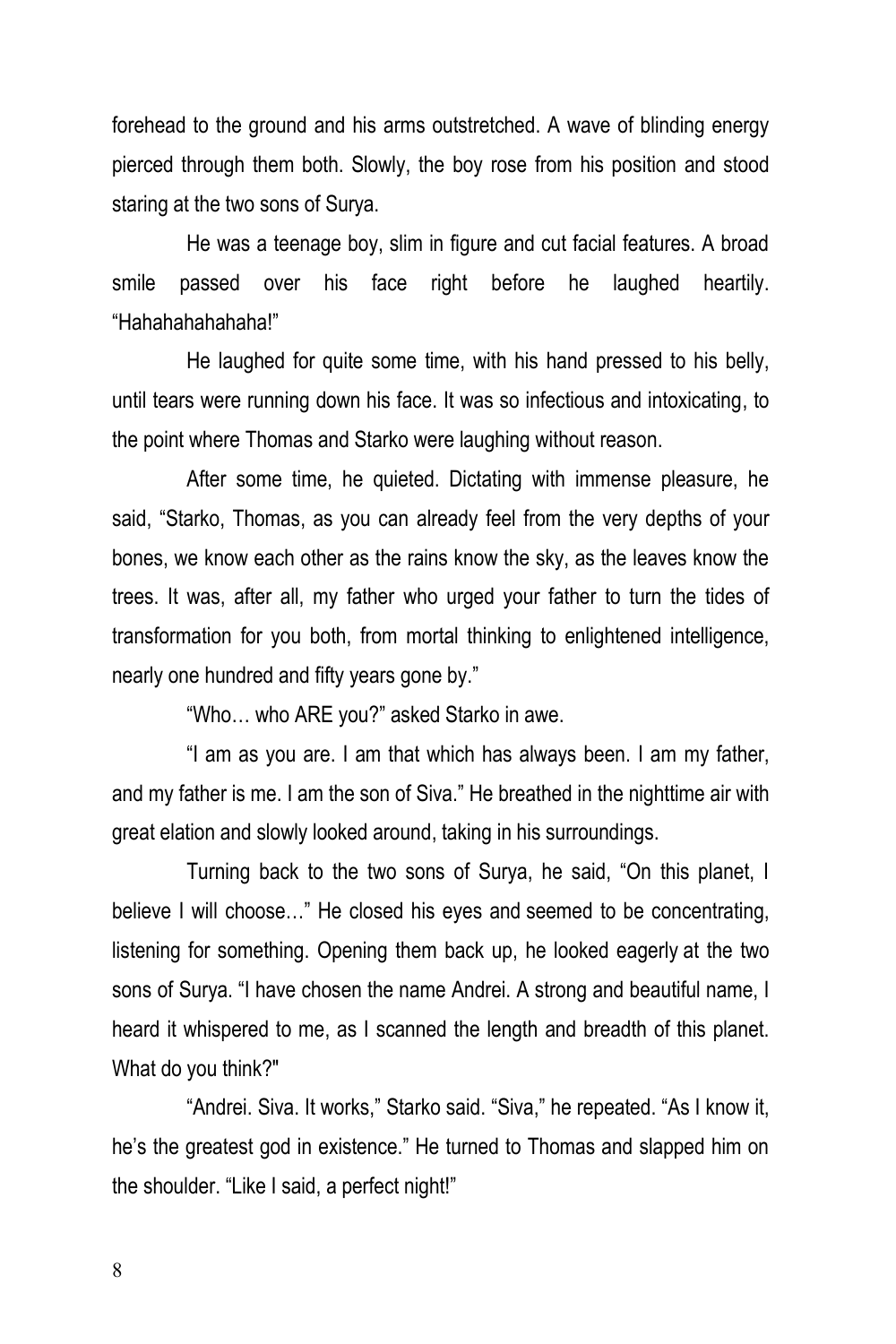forehead to the ground and his arms outstretched. A wave of blinding energy pierced through them both. Slowly, the boy rose from his position and stood staring at the two sons of Surya.

He was a teenage boy, slim in figure and cut facial features. A broad smile passed over his face right before he laughed heartily. "Hahahahahahaha!"

He laughed for quite some time, with his hand pressed to his belly, until tears were running down his face. It was so infectious and intoxicating, to the point where Thomas and Starko were laughing without reason.

After some time, he quieted. Dictating with immense pleasure, he said, "Starko, Thomas, as you can already feel from the very depths of your bones, we know each other as the rains know the sky, as the leaves know the trees. It was, after all, my father who urged your father to turn the tides of transformation for you both, from mortal thinking to enlightened intelligence, nearly one hundred and fifty years gone by."

"Who… who ARE you?" asked Starko in awe.

"I am as you are. I am that which has always been. I am my father, and my father is me. I am the son of Siva." He breathed in the nighttime air with great elation and slowly looked around, taking in his surroundings.

Turning back to the two sons of Surya, he said, "On this planet, I believe I will choose…" He closed his eyes and seemed to be concentrating, listening for something. Opening them back up, he looked eagerly at the two sons of Surya. "I have chosen the name Andrei. A strong and beautiful name, I heard it whispered to me, as I scanned the length and breadth of this planet. What do you think?"

"Andrei. Siva. It works," Starko said. "Siva," he repeated. "As I know it, he's the greatest god in existence." He turned to Thomas and slapped him on the shoulder. "Like I said, a perfect night!"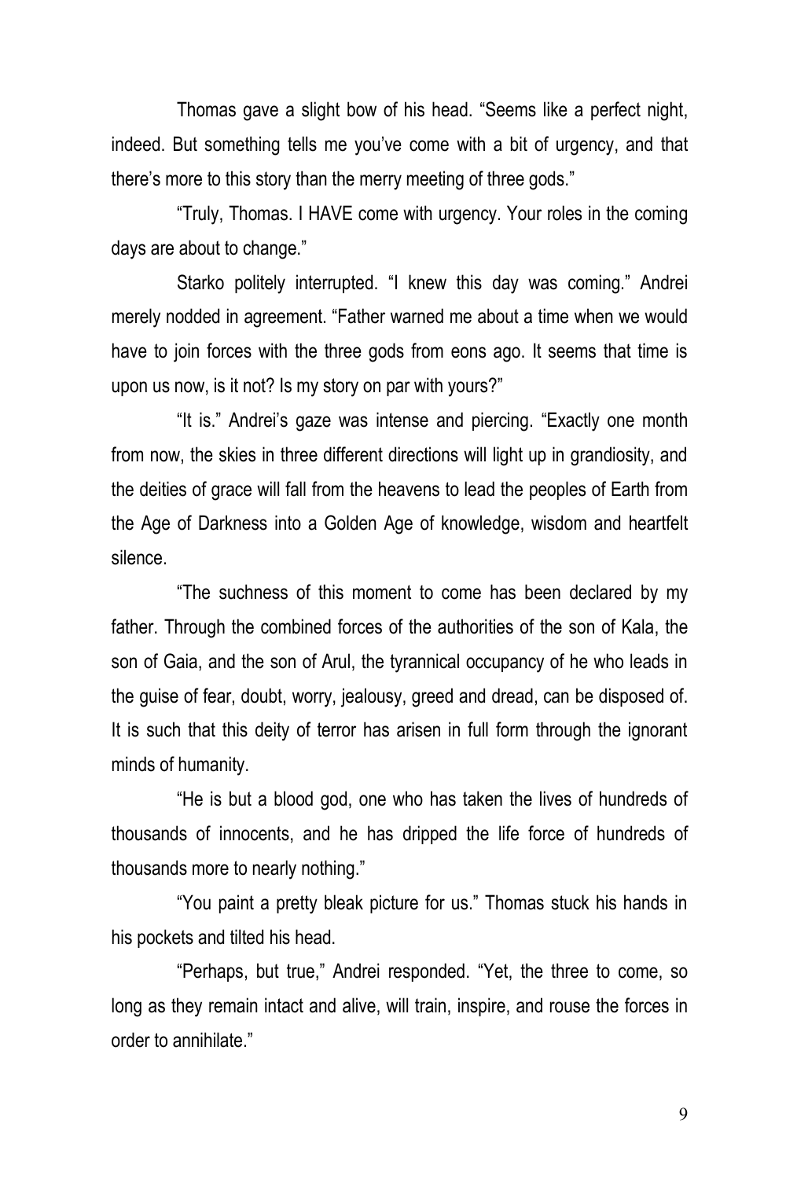Thomas gave a slight bow of his head. "Seems like a perfect night, indeed. But something tells me you've come with a bit of urgency, and that there's more to this story than the merry meeting of three gods."

"Truly, Thomas. I HAVE come with urgency. Your roles in the coming days are about to change."

Starko politely interrupted. "I knew this day was coming." Andrei merely nodded in agreement. "Father warned me about a time when we would have to join forces with the three gods from eons ago. It seems that time is upon us now, is it not? Is my story on par with yours?"

"It is." Andrei's gaze was intense and piercing. "Exactly one month from now, the skies in three different directions will light up in grandiosity, and the deities of grace will fall from the heavens to lead the peoples of Earth from the Age of Darkness into a Golden Age of knowledge, wisdom and heartfelt silence.

"The suchness of this moment to come has been declared by my father. Through the combined forces of the authorities of the son of Kala, the son of Gaia, and the son of Arul, the tyrannical occupancy of he who leads in the guise of fear, doubt, worry, jealousy, greed and dread, can be disposed of. It is such that this deity of terror has arisen in full form through the ignorant minds of humanity.

"He is but a blood god, one who has taken the lives of hundreds of thousands of innocents, and he has dripped the life force of hundreds of thousands more to nearly nothing."

"You paint a pretty bleak picture for us." Thomas stuck his hands in his pockets and tilted his head.

"Perhaps, but true," Andrei responded. "Yet, the three to come, so long as they remain intact and alive, will train, inspire, and rouse the forces in order to annihilate."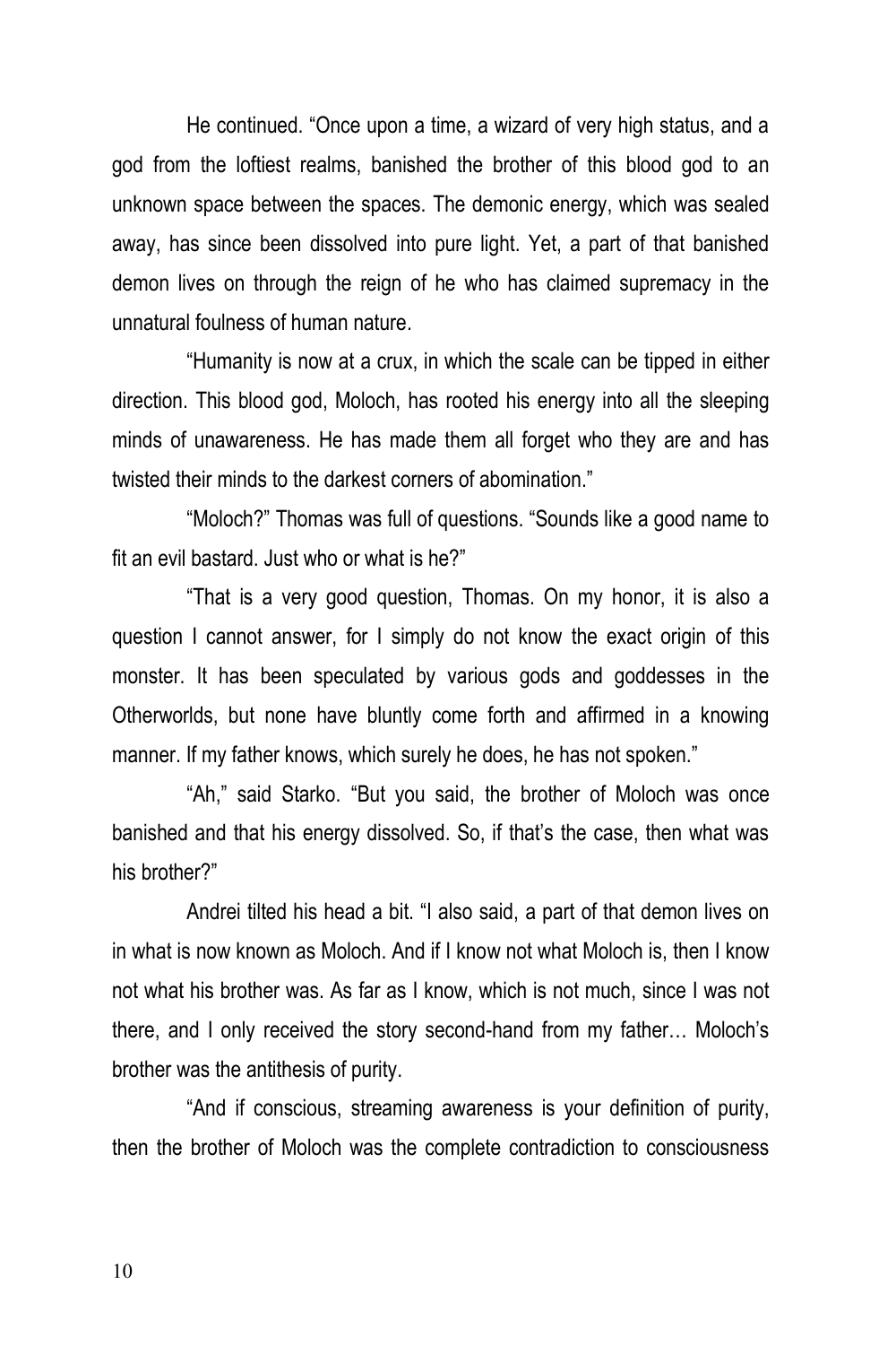He continued. "Once upon a time, a wizard of very high status, and a god from the loftiest realms, banished the brother of this blood god to an unknown space between the spaces. The demonic energy, which was sealed away, has since been dissolved into pure light. Yet, a part of that banished demon lives on through the reign of he who has claimed supremacy in the unnatural foulness of human nature.

"Humanity is now at a crux, in which the scale can be tipped in either direction. This blood god, Moloch, has rooted his energy into all the sleeping minds of unawareness. He has made them all forget who they are and has twisted their minds to the darkest corners of abomination."

"Moloch?" Thomas was full of questions. "Sounds like a good name to fit an evil bastard. Just who or what is he?"

"That is a very good question, Thomas. On my honor, it is also a question I cannot answer, for I simply do not know the exact origin of this monster. It has been speculated by various gods and goddesses in the Otherworlds, but none have bluntly come forth and affirmed in a knowing manner. If my father knows, which surely he does, he has not spoken."

"Ah," said Starko. "But you said, the brother of Moloch was once banished and that his energy dissolved. So, if that's the case, then what was his brother?"

Andrei tilted his head a bit. "I also said, a part of that demon lives on in what is now known as Moloch. And if I know not what Moloch is, then I know not what his brother was. As far as I know, which is not much, since I was not there, and I only received the story second-hand from my father… Moloch's brother was the antithesis of purity.

"And if conscious, streaming awareness is your definition of purity, then the brother of Moloch was the complete contradiction to consciousness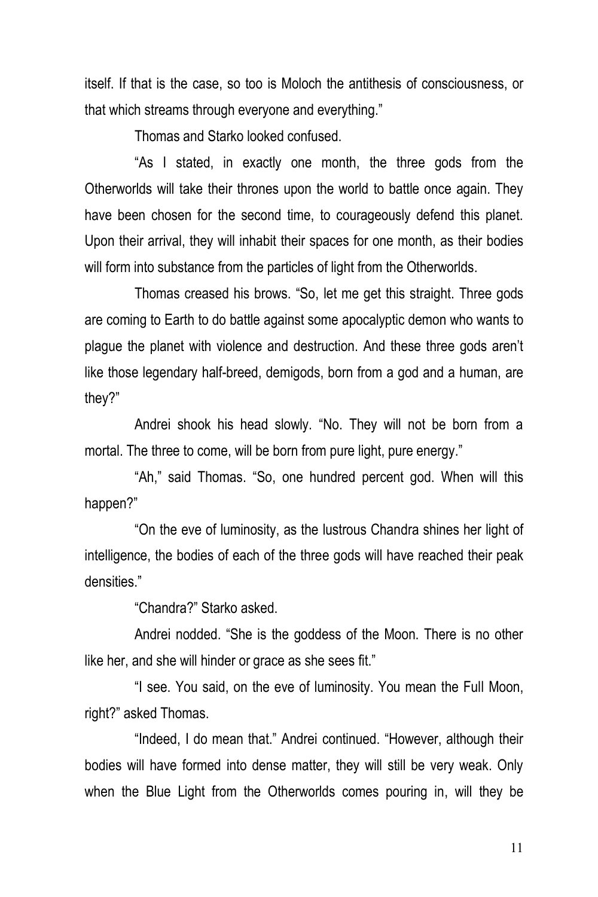itself. If that is the case, so too is Moloch the antithesis of consciousness, or that which streams through everyone and everything."

Thomas and Starko looked confused.

"As I stated, in exactly one month, the three gods from the Otherworlds will take their thrones upon the world to battle once again. They have been chosen for the second time, to courageously defend this planet. Upon their arrival, they will inhabit their spaces for one month, as their bodies will form into substance from the particles of light from the Otherworlds.

Thomas creased his brows. "So, let me get this straight. Three gods are coming to Earth to do battle against some apocalyptic demon who wants to plague the planet with violence and destruction. And these three gods aren't like those legendary half-breed, demigods, born from a god and a human, are they?"

Andrei shook his head slowly. "No. They will not be born from a mortal. The three to come, will be born from pure light, pure energy."

"Ah," said Thomas. "So, one hundred percent god. When will this happen?"

"On the eve of luminosity, as the lustrous Chandra shines her light of intelligence, the bodies of each of the three gods will have reached their peak densities."

"Chandra?" Starko asked.

Andrei nodded. "She is the goddess of the Moon. There is no other like her, and she will hinder or grace as she sees fit."

"I see. You said, on the eve of luminosity. You mean the Full Moon, right?" asked Thomas.

"Indeed, I do mean that." Andrei continued. "However, although their bodies will have formed into dense matter, they will still be very weak. Only when the Blue Light from the Otherworlds comes pouring in, will they be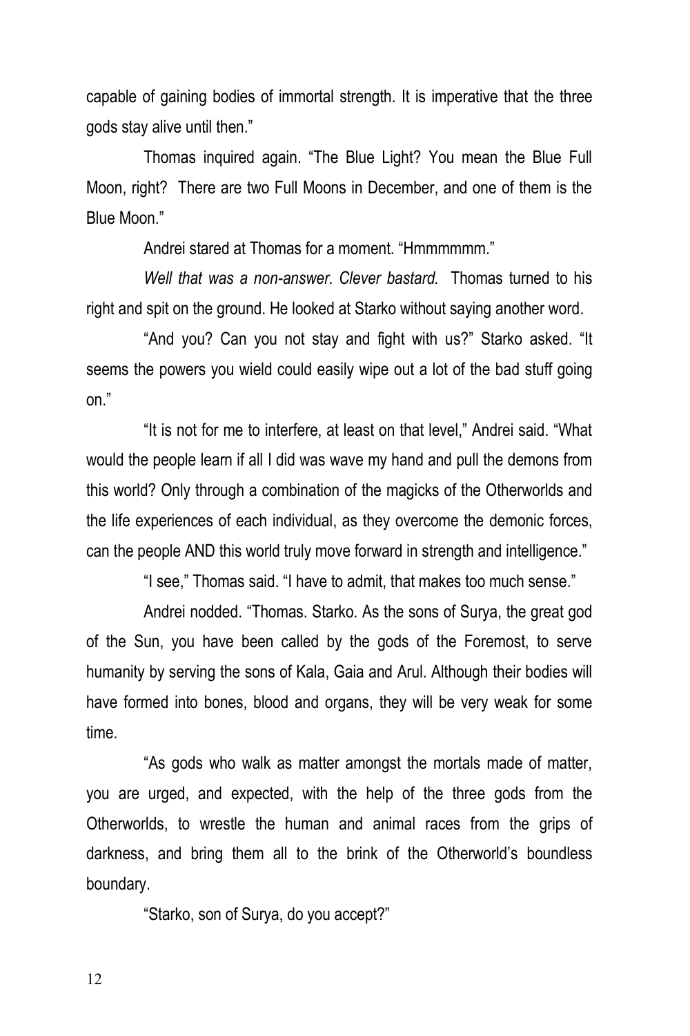capable of gaining bodies of immortal strength. It is imperative that the three gods stay alive until then."

Thomas inquired again. "The Blue Light? You mean the Blue Full Moon, right? There are two Full Moons in December, and one of them is the Blue Moon."

Andrei stared at Thomas for a moment. "Hmmmmmm."

*Well that was a non-answer. Clever bastard.* Thomas turned to his right and spit on the ground. He looked at Starko without saying another word.

"And you? Can you not stay and fight with us?" Starko asked. "It seems the powers you wield could easily wipe out a lot of the bad stuff going on."

"It is not for me to interfere, at least on that level," Andrei said. "What would the people learn if all I did was wave my hand and pull the demons from this world? Only through a combination of the magicks of the Otherworlds and the life experiences of each individual, as they overcome the demonic forces, can the people AND this world truly move forward in strength and intelligence."

"I see," Thomas said. "I have to admit, that makes too much sense."

Andrei nodded. "Thomas. Starko. As the sons of Surya, the great god of the Sun, you have been called by the gods of the Foremost, to serve humanity by serving the sons of Kala, Gaia and Arul. Although their bodies will have formed into bones, blood and organs, they will be very weak for some time.

"As gods who walk as matter amongst the mortals made of matter, you are urged, and expected, with the help of the three gods from the Otherworlds, to wrestle the human and animal races from the grips of darkness, and bring them all to the brink of the Otherworld's boundless boundary.

"Starko, son of Surya, do you accept?"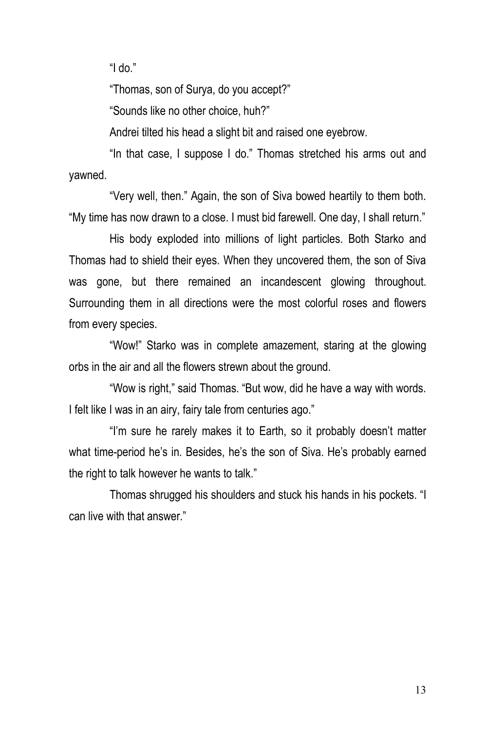"I do."

"Thomas, son of Surya, do you accept?"

"Sounds like no other choice, huh?"

Andrei tilted his head a slight bit and raised one eyebrow.

"In that case, I suppose I do." Thomas stretched his arms out and yawned.

"Very well, then." Again, the son of Siva bowed heartily to them both. "My time has now drawn to a close. I must bid farewell. One day, I shall return."

His body exploded into millions of light particles. Both Starko and Thomas had to shield their eyes. When they uncovered them, the son of Siva was gone, but there remained an incandescent glowing throughout. Surrounding them in all directions were the most colorful roses and flowers from every species.

"Wow!" Starko was in complete amazement, staring at the glowing orbs in the air and all the flowers strewn about the ground.

"Wow is right," said Thomas. "But wow, did he have a way with words. I felt like I was in an airy, fairy tale from centuries ago."

"I'm sure he rarely makes it to Earth, so it probably doesn't matter what time-period he's in. Besides, he's the son of Siva. He's probably earned the right to talk however he wants to talk."

Thomas shrugged his shoulders and stuck his hands in his pockets. "I can live with that answer."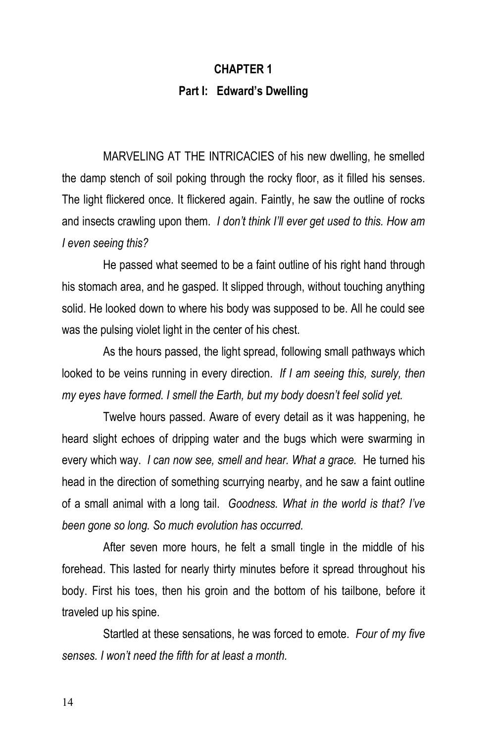# CHAPTER 1

## Part I: Edward's Dwelling

MARVELING AT THE INTRICACIES of his new dwelling, he smelled the damp stench of soil poking through the rocky floor, as it filled his senses. The light flickered once. It flickered again. Faintly, he saw the outline of rocks and insects crawling upon them. *I don't think I'll ever get used to this. How am I even seeing this?*

He passed what seemed to be a faint outline of his right hand through his stomach area, and he gasped. It slipped through, without touching anything solid. He looked down to where his body was supposed to be. All he could see was the pulsing violet light in the center of his chest.

As the hours passed, the light spread, following small pathways which looked to be veins running in every direction. *If I am seeing this, surely, then my eyes have formed. I smell the Earth, but my body doesn't feel solid yet.*

Twelve hours passed. Aware of every detail as it was happening, he heard slight echoes of dripping water and the bugs which were swarming in every which way. *I can now see, smell and hear. What a grace.* He turned his head in the direction of something scurrying nearby, and he saw a faint outline of a small animal with a long tail. *Goodness. What in the world is that? I've been gone so long. So much evolution has occurred.*

After seven more hours, he felt a small tingle in the middle of his forehead. This lasted for nearly thirty minutes before it spread throughout his body. First his toes, then his groin and the bottom of his tailbone, before it traveled up his spine.

Startled at these sensations, he was forced to emote. *Four of my five senses. I won't need the fifth for at least a month.*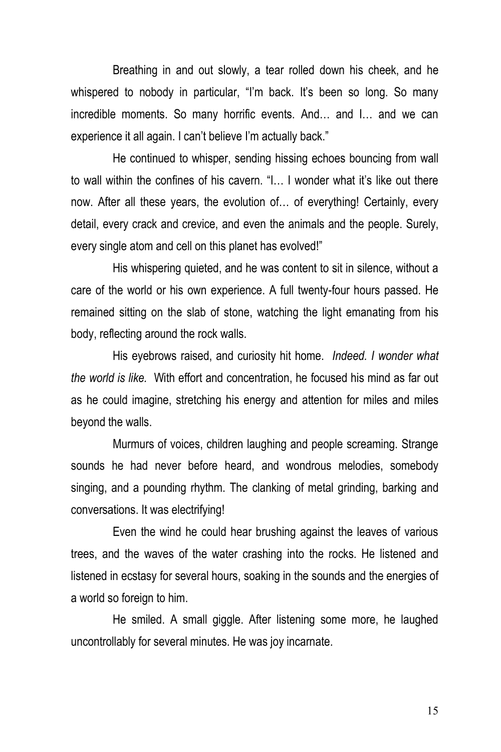Breathing in and out slowly, a tear rolled down his cheek, and he whispered to nobody in particular, "I'm back. It's been so long. So many incredible moments. So many horrific events. And… and I… and we can experience it all again. I can't believe I'm actually back."

He continued to whisper, sending hissing echoes bouncing from wall to wall within the confines of his cavern. "I… I wonder what it's like out there now. After all these years, the evolution of… of everything! Certainly, every detail, every crack and crevice, and even the animals and the people. Surely, every single atom and cell on this planet has evolved!"

His whispering quieted, and he was content to sit in silence, without a care of the world or his own experience. A full twenty-four hours passed. He remained sitting on the slab of stone, watching the light emanating from his body, reflecting around the rock walls.

His eyebrows raised, and curiosity hit home. *Indeed. I wonder what the world is like.* With effort and concentration, he focused his mind as far out as he could imagine, stretching his energy and attention for miles and miles beyond the walls.

Murmurs of voices, children laughing and people screaming. Strange sounds he had never before heard, and wondrous melodies, somebody singing, and a pounding rhythm. The clanking of metal grinding, barking and conversations. It was electrifying!

Even the wind he could hear brushing against the leaves of various trees, and the waves of the water crashing into the rocks. He listened and listened in ecstasy for several hours, soaking in the sounds and the energies of a world so foreign to him.

He smiled. A small giggle. After listening some more, he laughed uncontrollably for several minutes. He was joy incarnate.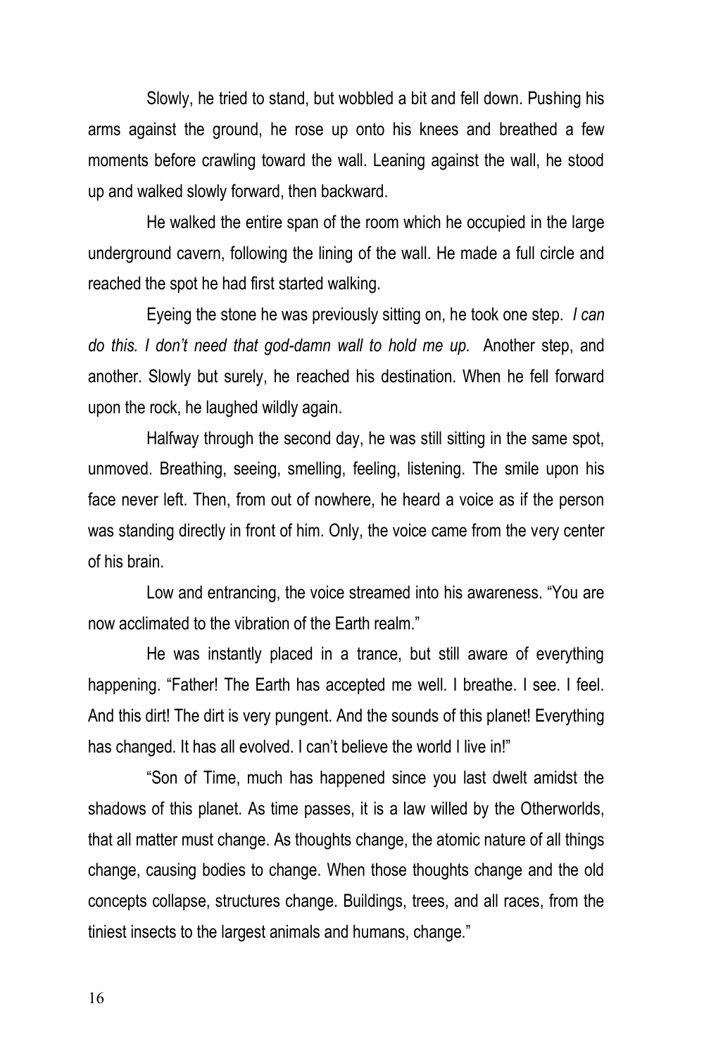Slowly, he tried to stand, but wobbled a bit and fell down. Pushing his arms against the ground, he rose up onto his knees and breathed a few moments before crawling toward the wall. Leaning against the wall, he stood up and walked slowly forward, then backward.

He walked the entire span of the room which he occupied in the large underground cavern, following the lining of the wall. He made a full circle and reached the spot he had first started walking.

Eyeing the stone he was previously sitting on, he took one step. *I can do this. I don't need that god-damn wall to hold me up.* Another step, and another. Slowly but surely, he reached his destination. When he fell forward upon the rock, he laughed wildly again.

Halfway through the second day, he was still sitting in the same spot, unmoved. Breathing, seeing, smelling, feeling, listening. The smile upon his face never left. Then, from out of nowhere, he heard a voice as if the person was standing directly in front of him. Only, the voice came from the very center of his brain.

Low and entrancing, the voice streamed into his awareness. "You are now acclimated to the vibration of the Earth realm."

He was instantly placed in a trance, but still aware of everything happening. "Father! The Earth has accepted me well. I breathe. I see. I feel. And this dirt! The dirt is very pungent. And the sounds of this planet! Everything has changed. It has all evolved. I can't believe the world I live in!"

"Son of Time, much has happened since you last dwelt amidst the shadows of this planet. As time passes, it is a law willed by the Otherworlds, that all matter must change. As thoughts change, the atomic nature of all things change, causing bodies to change. When those thoughts change and the old concepts collapse, structures change. Buildings, trees, and all races, from the tiniest insects to the largest animals and humans, change."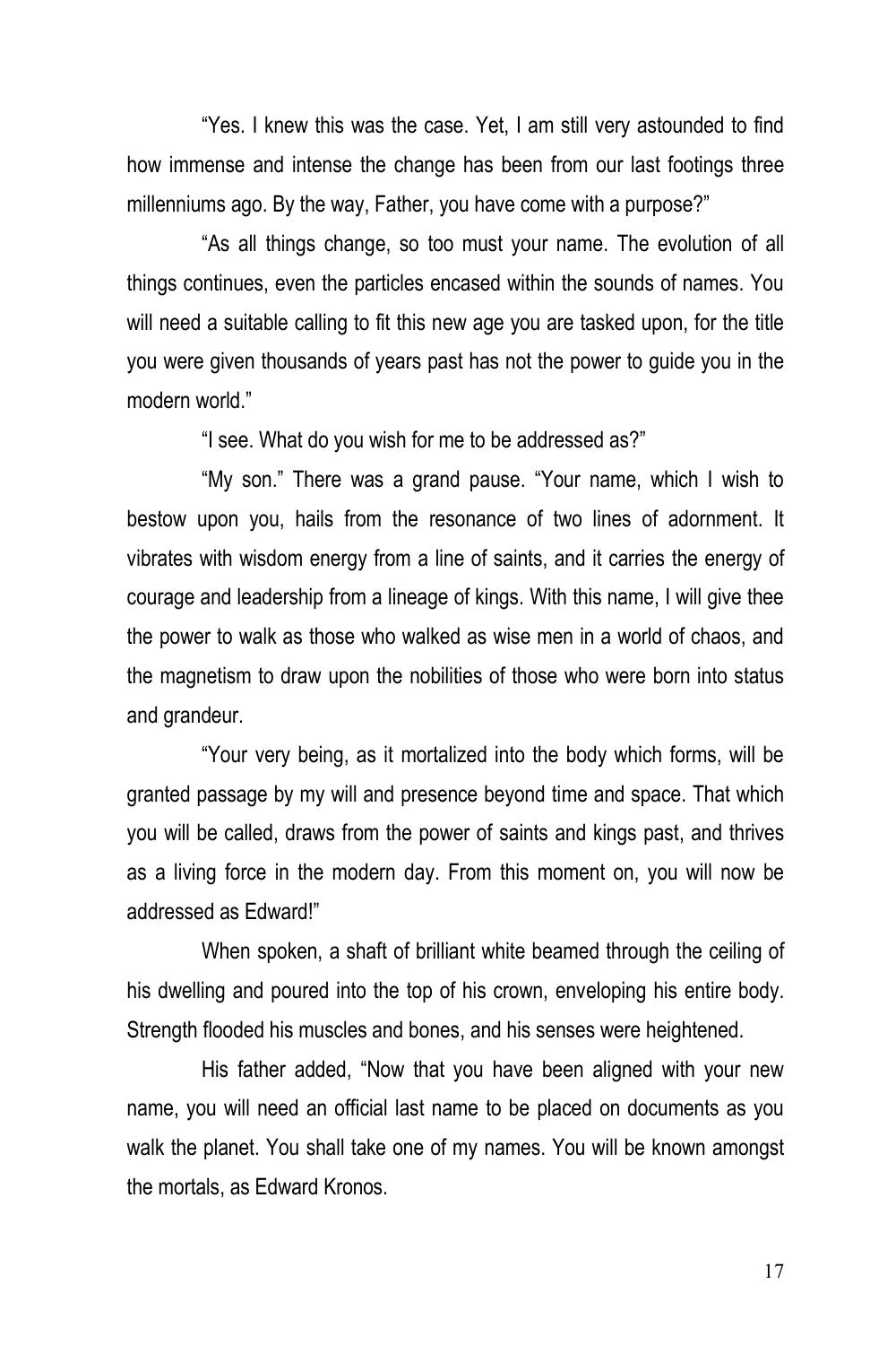"Yes. I knew this was the case. Yet, I am still very astounded to find how immense and intense the change has been from our last footings three millenniums ago. By the way, Father, you have come with a purpose?"

"As all things change, so too must your name. The evolution of all things continues, even the particles encased within the sounds of names. You will need a suitable calling to fit this new age you are tasked upon, for the title you were given thousands of years past has not the power to guide you in the modern world."

"I see. What do you wish for me to be addressed as?"

"My son." There was a grand pause. "Your name, which I wish to bestow upon you, hails from the resonance of two lines of adornment. It vibrates with wisdom energy from a line of saints, and it carries the energy of courage and leadership from a lineage of kings. With this name, I will give thee the power to walk as those who walked as wise men in a world of chaos, and the magnetism to draw upon the nobilities of those who were born into status and grandeur.

"Your very being, as it mortalized into the body which forms, will be granted passage by my will and presence beyond time and space. That which you will be called, draws from the power of saints and kings past, and thrives as a living force in the modern day. From this moment on, you will now be addressed as Edward!"

When spoken, a shaft of brilliant white beamed through the ceiling of his dwelling and poured into the top of his crown, enveloping his entire body. Strength flooded his muscles and bones, and his senses were heightened.

His father added, "Now that you have been aligned with your new name, you will need an official last name to be placed on documents as you walk the planet. You shall take one of my names. You will be known amongst the mortals, as Edward Kronos.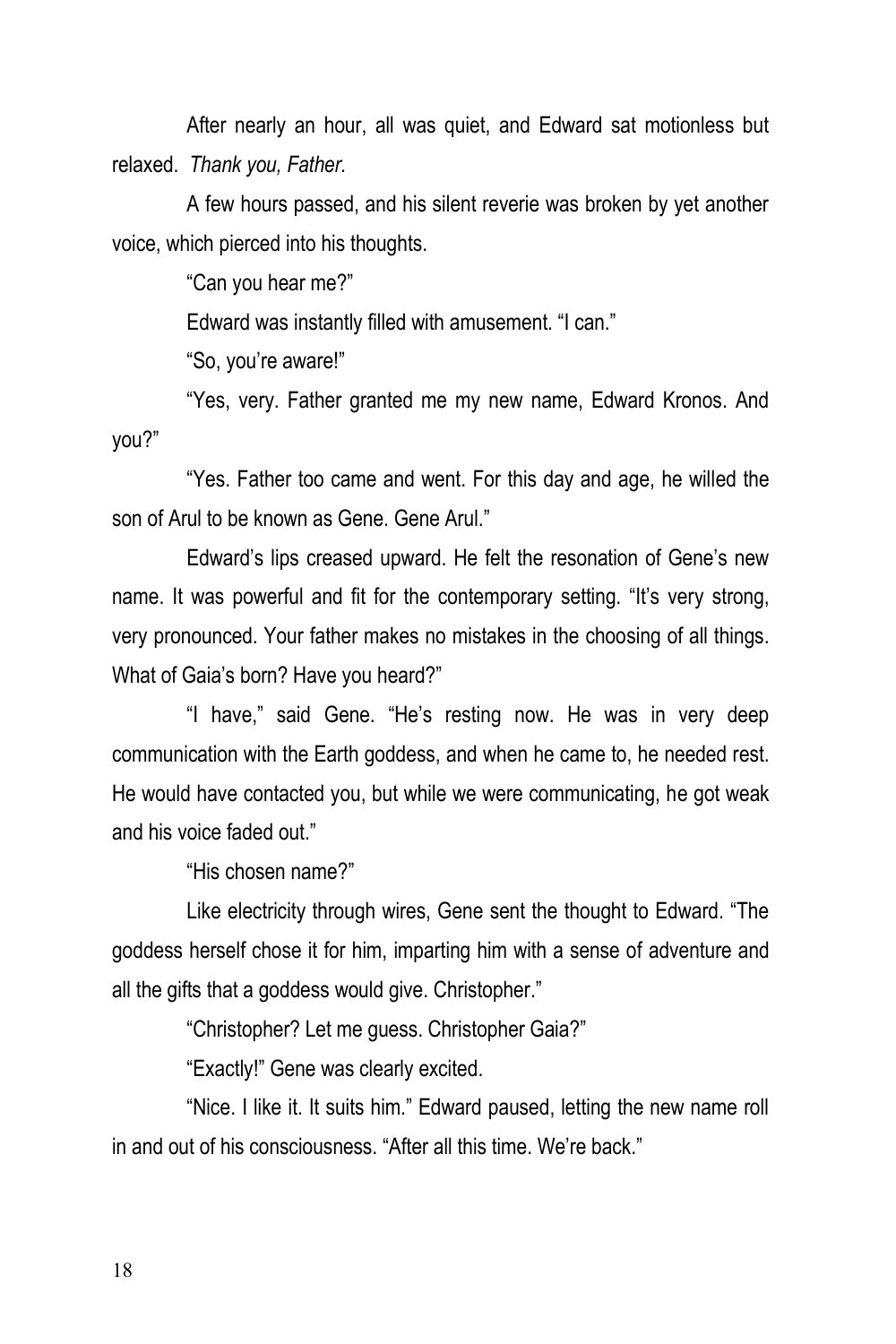After nearly an hour, all was quiet, and Edward sat motionless but relaxed. *Thank you, Father.*

A few hours passed, and his silent reverie was broken by yet another voice, which pierced into his thoughts.

"Can you hear me?"

Edward was instantly filled with amusement. "I can."

"So, you're aware!"

"Yes, very. Father granted me my new name, Edward Kronos. And you?"

"Yes. Father too came and went. For this day and age, he willed the son of Arul to be known as Gene. Gene Arul."

Edward's lips creased upward. He felt the resonation of Gene's new name. It was powerful and fit for the contemporary setting. "It's very strong, very pronounced. Your father makes no mistakes in the choosing of all things. What of Gaia's born? Have you heard?"

"I have," said Gene. "He's resting now. He was in very deep communication with the Earth goddess, and when he came to, he needed rest. He would have contacted you, but while we were communicating, he got weak and his voice faded out."

"His chosen name?"

Like electricity through wires, Gene sent the thought to Edward. "The goddess herself chose it for him, imparting him with a sense of adventure and all the gifts that a goddess would give. Christopher."

"Christopher? Let me guess. Christopher Gaia?"

"Exactly!" Gene was clearly excited.

"Nice. I like it. It suits him." Edward paused, letting the new name roll in and out of his consciousness. "After all this time. We're back."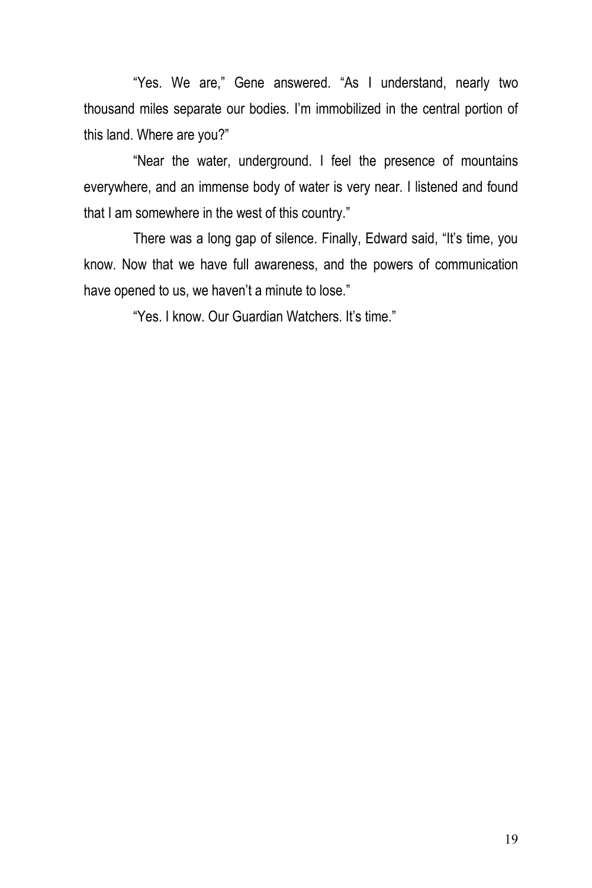"Yes. We are," Gene answered. "As I understand, nearly two thousand miles separate our bodies. I'm immobilized in the central portion of this land. Where are you?"

"Near the water, underground. I feel the presence of mountains everywhere, and an immense body of water is very near. I listened and found that I am somewhere in the west of this country."

There was a long gap of silence. Finally, Edward said, "It's time, you know. Now that we have full awareness, and the powers of communication have opened to us, we haven't a minute to lose."

"Yes. I know. Our Guardian Watchers. It's time."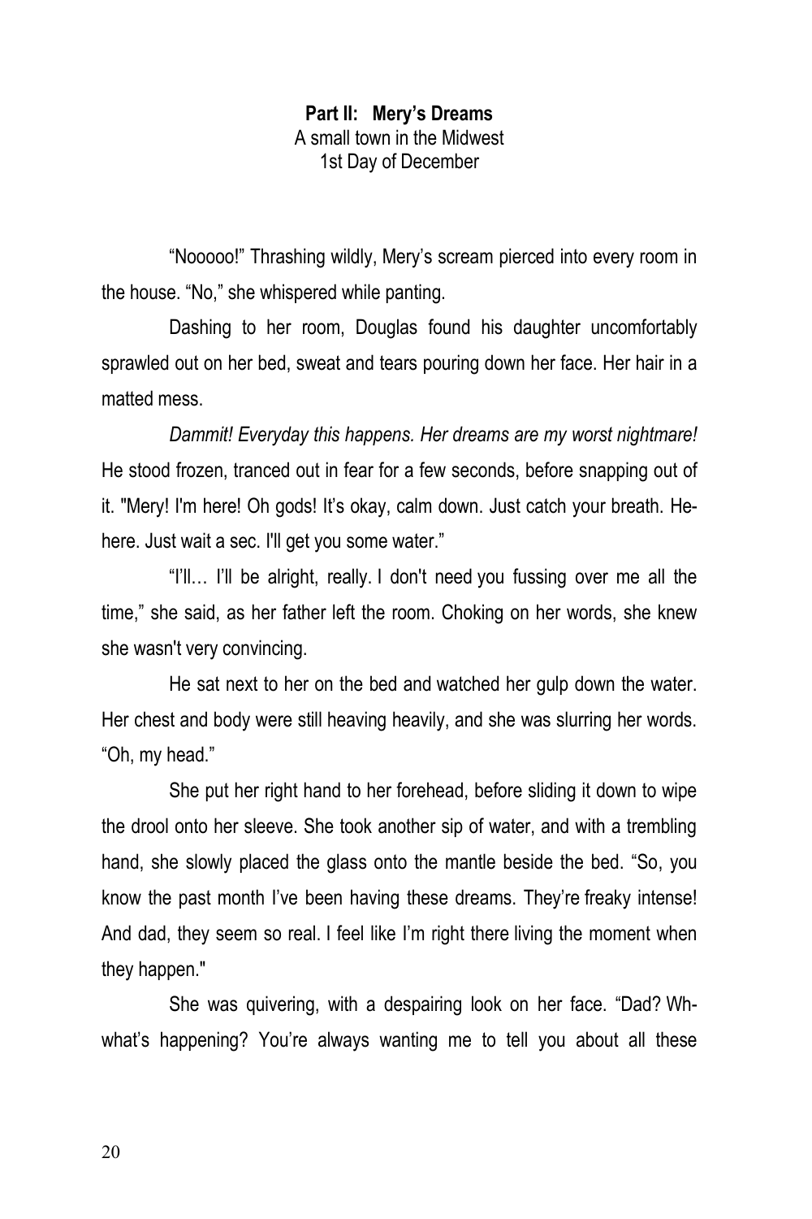**Part II: Mery's Dreams**
A small town in the Midwest
1st Day of December

"Nooooo!" Thrashing wildly, Mery's scream pierced into every room in the house. "No," she whispered while panting.

Dashing to her room, Douglas found his daughter uncomfortably sprawled out on her bed, sweat and tears pouring down her face. Her hair in a matted mess.

*Dammit! Everyday this happens. Her dreams are my worst nightmare!* He stood frozen, tranced out in fear for a few seconds, before snapping out of it. "Mery! I'm here! Oh gods! It's okay, calm down. Just catch your breath. He-here. Just wait a sec. I'll get you some water."

"I'll… I'll be alright, really. I don't need you fussing over me all the time," she said, as her father left the room. Choking on her words, she knew she wasn't very convincing.

He sat next to her on the bed and watched her gulp down the water. Her chest and body were still heaving heavily, and she was slurring her words. "Oh, my head."

She put her right hand to her forehead, before sliding it down to wipe the drool onto her sleeve. She took another sip of water, and with a trembling hand, she slowly placed the glass onto the mantle beside the bed. "So, you know the past month I've been having these dreams. They're freaky intense! And dad, they seem so real. I feel like I'm right there living the moment when they happen."

She was quivering, with a despairing look on her face. "Dad? Wh-what's happening? You're always wanting me to tell you about all these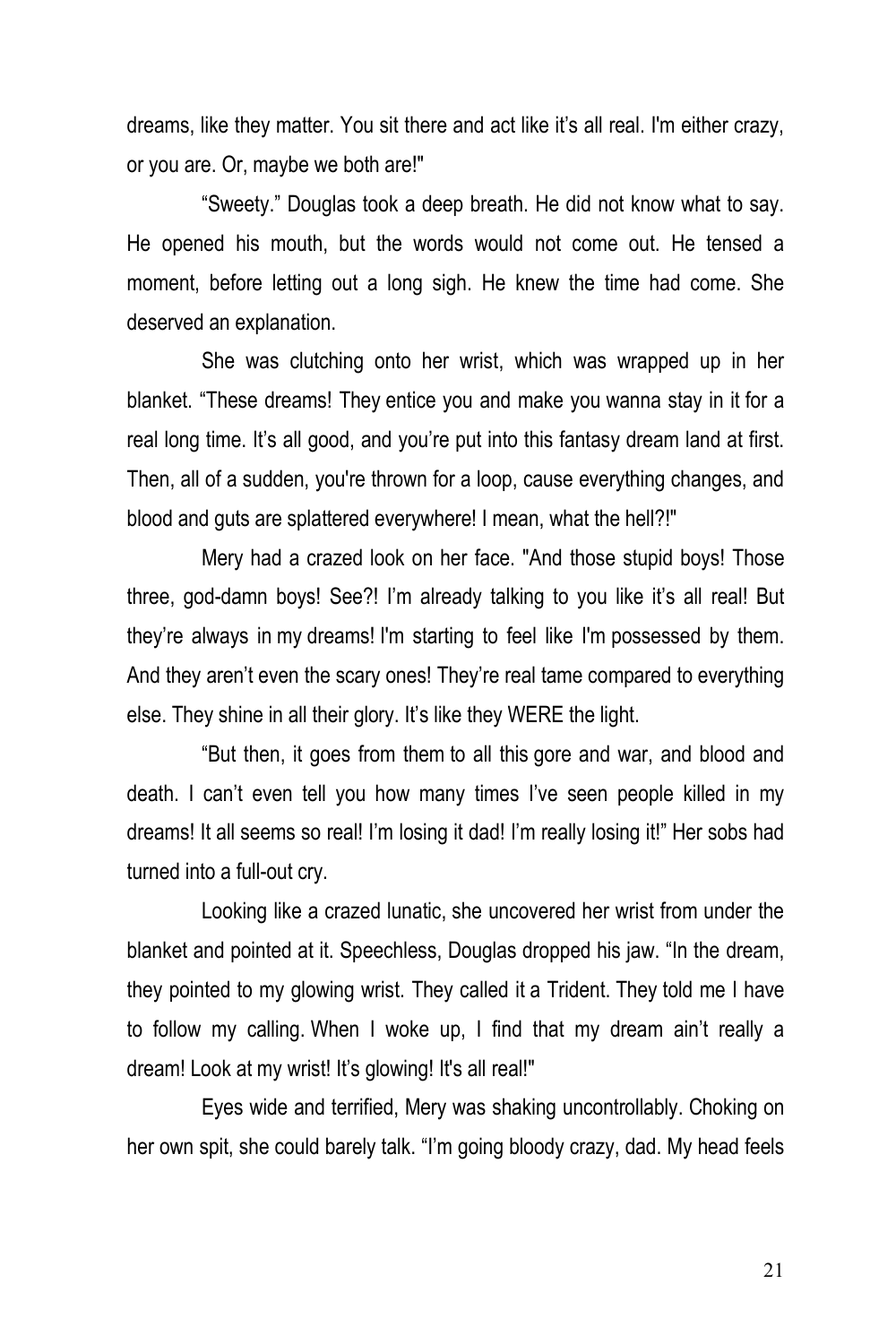dreams, like they matter. You sit there and act like it's all real. I'm either crazy, or you are. Or, maybe we both are!"

"Sweety." Douglas took a deep breath. He did not know what to say. He opened his mouth, but the words would not come out. He tensed a moment, before letting out a long sigh. He knew the time had come. She deserved an explanation.

She was clutching onto her wrist, which was wrapped up in her blanket. "These dreams! They entice you and make you wanna stay in it for a real long time. It's all good, and you're put into this fantasy dream land at first. Then, all of a sudden, you're thrown for a loop, cause everything changes, and blood and guts are splattered everywhere! I mean, what the hell?!"

Mery had a crazed look on her face. "And those stupid boys! Those three, god-damn boys! See?! I'm already talking to you like it's all real! But they're always in my dreams! I'm starting to feel like I'm possessed by them. And they aren't even the scary ones! They're real tame compared to everything else. They shine in all their glory. It's like they WERE the light.

"But then, it goes from them to all this gore and war, and blood and death. I can't even tell you how many times I've seen people killed in my dreams! It all seems so real! I'm losing it dad! I'm really losing it!" Her sobs had turned into a full-out cry.

Looking like a crazed lunatic, she uncovered her wrist from under the blanket and pointed at it. Speechless, Douglas dropped his jaw. "In the dream, they pointed to my glowing wrist. They called it a Trident. They told me I have to follow my calling. When I woke up, I find that my dream ain't really a dream! Look at my wrist! It's glowing! It's all real!"

Eyes wide and terrified, Mery was shaking uncontrollably. Choking on her own spit, she could barely talk. "I'm going bloody crazy, dad. My head feels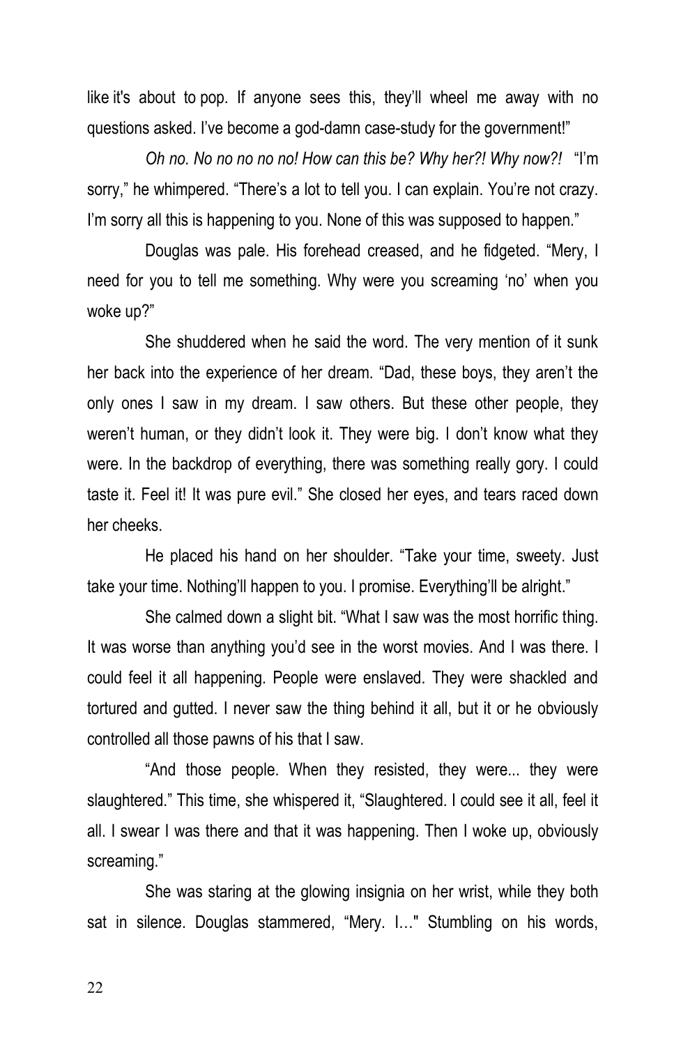like it's about to pop. If anyone sees this, they'll wheel me away with no questions asked. I've become a god-damn case-study for the government!"

*Oh no. No no no no no! How can this be? Why her?! Why now?!* "I'm sorry," he whimpered. "There's a lot to tell you. I can explain. You're not crazy. I'm sorry all this is happening to you. None of this was supposed to happen."

Douglas was pale. His forehead creased, and he fidgeted. "Mery, I need for you to tell me something. Why were you screaming 'no' when you woke up?"

She shuddered when he said the word. The very mention of it sunk her back into the experience of her dream. "Dad, these boys, they aren't the only ones I saw in my dream. I saw others. But these other people, they weren't human, or they didn't look it. They were big. I don't know what they were. In the backdrop of everything, there was something really gory. I could taste it. Feel it! It was pure evil." She closed her eyes, and tears raced down her cheeks.

He placed his hand on her shoulder. "Take your time, sweety. Just take your time. Nothing'll happen to you. I promise. Everything'll be alright."

She calmed down a slight bit. "What I saw was the most horrific thing. It was worse than anything you'd see in the worst movies. And I was there. I could feel it all happening. People were enslaved. They were shackled and tortured and gutted. I never saw the thing behind it all, but it or he obviously controlled all those pawns of his that I saw.

"And those people. When they resisted, they were... they were slaughtered." This time, she whispered it, "Slaughtered. I could see it all, feel it all. I swear I was there and that it was happening. Then I woke up, obviously screaming."

She was staring at the glowing insignia on her wrist, while they both sat in silence. Douglas stammered, "Mery. I…" Stumbling on his words,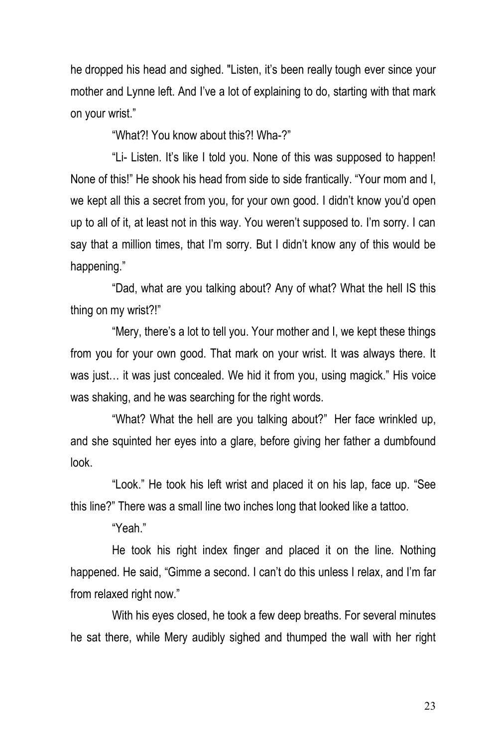he dropped his head and sighed. "Listen, it's been really tough ever since your mother and Lynne left. And I've a lot of explaining to do, starting with that mark on your wrist."

"What?! You know about this?! Wha-?"

"Li- Listen. It's like I told you. None of this was supposed to happen! None of this!" He shook his head from side to side frantically. "Your mom and I, we kept all this a secret from you, for your own good. I didn't know you'd open up to all of it, at least not in this way. You weren't supposed to. I'm sorry. I can say that a million times, that I'm sorry. But I didn't know any of this would be happening."

"Dad, what are you talking about? Any of what? What the hell IS this thing on my wrist?!"

"Mery, there's a lot to tell you. Your mother and I, we kept these things from you for your own good. That mark on your wrist. It was always there. It was just… it was just concealed. We hid it from you, using magick." His voice was shaking, and he was searching for the right words.

"What? What the hell are you talking about?" Her face wrinkled up, and she squinted her eyes into a glare, before giving her father a dumbfound look.

"Look." He took his left wrist and placed it on his lap, face up. "See this line?" There was a small line two inches long that looked like a tattoo.

"Yeah."

He took his right index finger and placed it on the line. Nothing happened. He said, "Gimme a second. I can't do this unless I relax, and I'm far from relaxed right now."

With his eyes closed, he took a few deep breaths. For several minutes he sat there, while Mery audibly sighed and thumped the wall with her right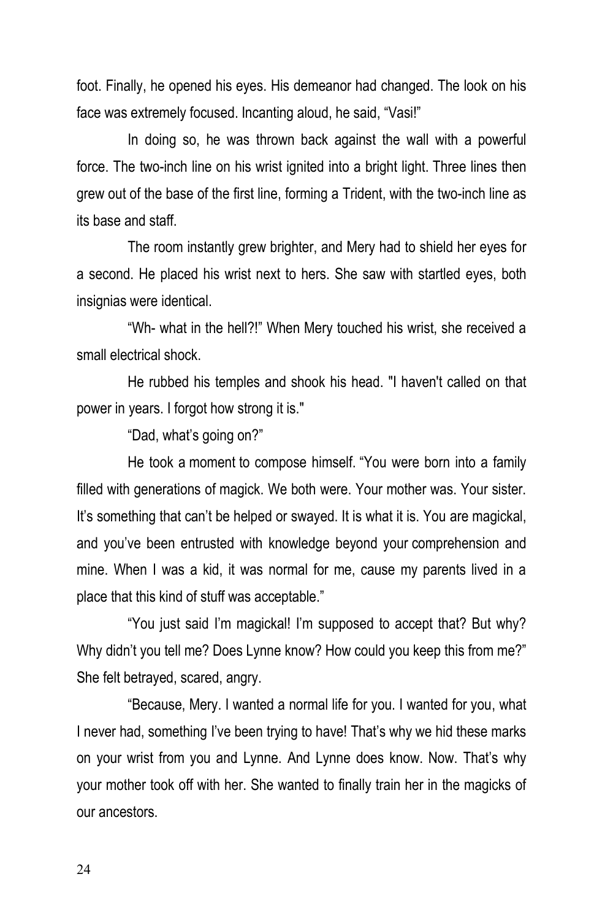foot. Finally, he opened his eyes. His demeanor had changed. The look on his face was extremely focused. Incanting aloud, he said, “Vasi!”

In doing so, he was thrown back against the wall with a powerful force. The two-inch line on his wrist ignited into a bright light. Three lines then grew out of the base of the first line, forming a Trident, with the two-inch line as its base and staff.

The room instantly grew brighter, and Mery had to shield her eyes for a second. He placed his wrist next to hers. She saw with startled eyes, both insignias were identical.

“Wh- what in the hell?!” When Mery touched his wrist, she received a small electrical shock.

He rubbed his temples and shook his head. "I haven't called on that power in years. I forgot how strong it is."

“Dad, what’s going on?”

He took a moment to compose himself. “You were born into a family filled with generations of magick. We both were. Your mother was. Your sister. It’s something that can’t be helped or swayed. It is what it is. You are magickal, and you’ve been entrusted with knowledge beyond your comprehension and mine. When I was a kid, it was normal for me, cause my parents lived in a place that this kind of stuff was acceptable.”

“You just said I’m magickal! I’m supposed to accept that? But why? Why didn’t you tell me? Does Lynne know? How could you keep this from me?” She felt betrayed, scared, angry.

“Because, Mery. I wanted a normal life for you. I wanted for you, what I never had, something I’ve been trying to have! That’s why we hid these marks on your wrist from you and Lynne. And Lynne does know. Now. That’s why your mother took off with her. She wanted to finally train her in the magicks of our ancestors.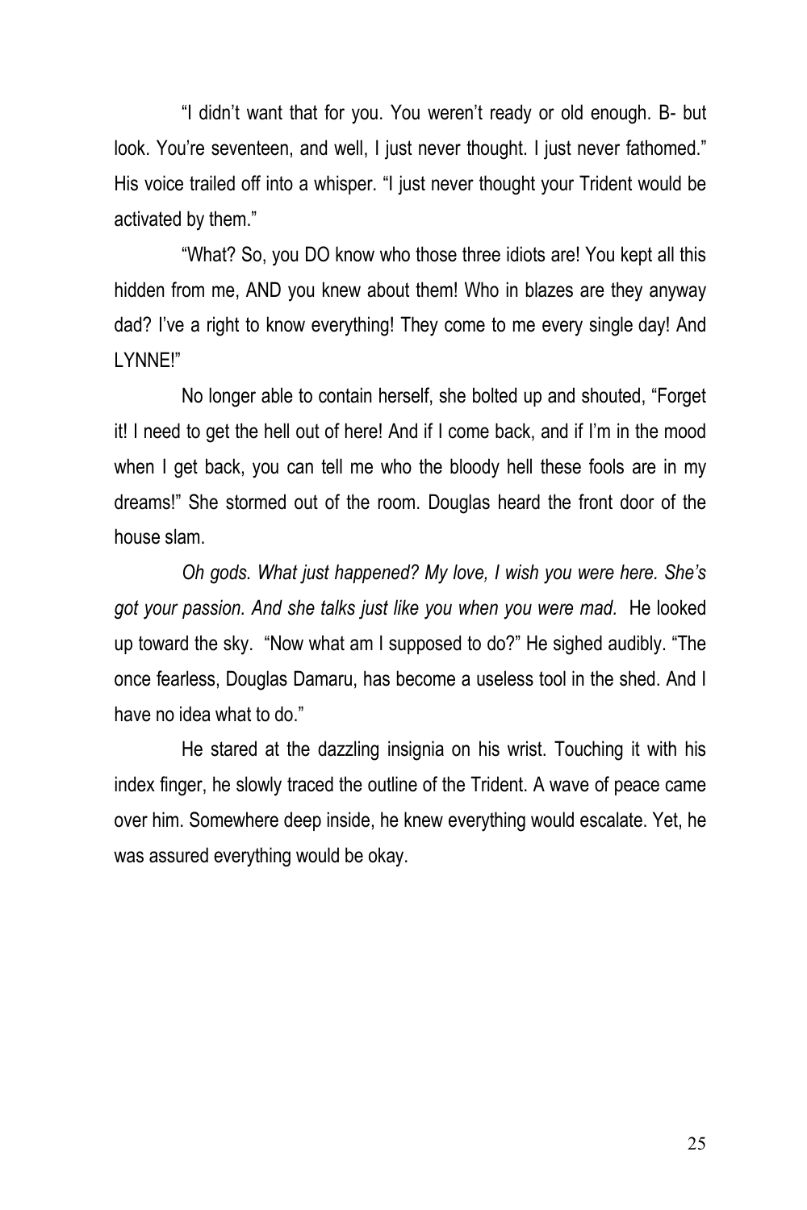"I didn't want that for you. You weren't ready or old enough. B- but look. You're seventeen, and well, I just never thought. I just never fathomed." His voice trailed off into a whisper. "I just never thought your Trident would be activated by them."

"What? So, you DO know who those three idiots are! You kept all this hidden from me, AND you knew about them! Who in blazes are they anyway dad? I've a right to know everything! They come to me every single day! And LYNNE!"

No longer able to contain herself, she bolted up and shouted, "Forget it! I need to get the hell out of here! And if I come back, and if I'm in the mood when I get back, you can tell me who the bloody hell these fools are in my dreams!" She stormed out of the room. Douglas heard the front door of the house slam.

*Oh gods. What just happened? My love, I wish you were here. She's got your passion. And she talks just like you when you were mad.* He looked up toward the sky. "Now what am I supposed to do?" He sighed audibly. "The once fearless, Douglas Damaru, has become a useless tool in the shed. And I have no idea what to do."

He stared at the dazzling insignia on his wrist. Touching it with his index finger, he slowly traced the outline of the Trident. A wave of peace came over him. Somewhere deep inside, he knew everything would escalate. Yet, he was assured everything would be okay.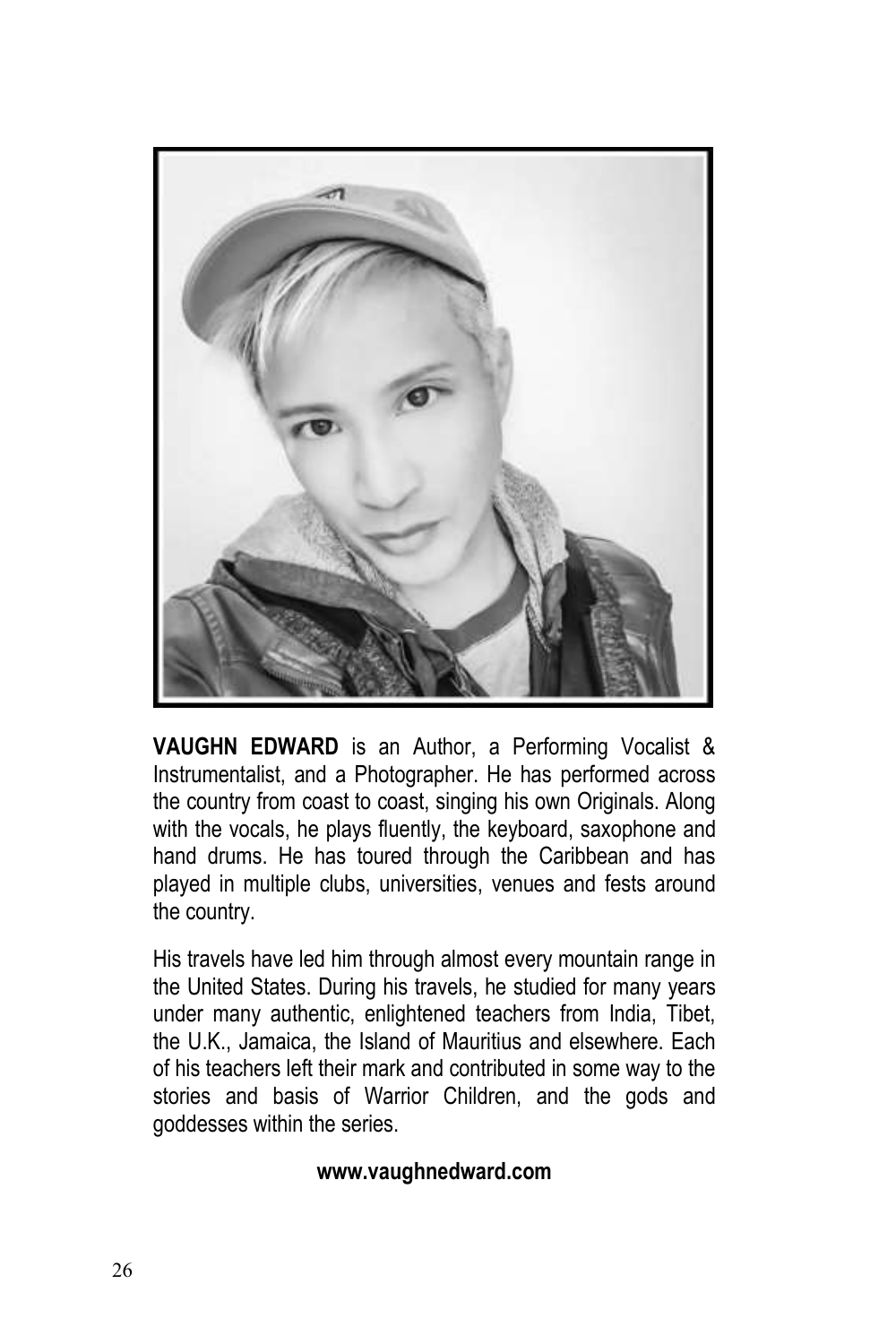**VAUGHN EDWARD** is an Author, a Performing Vocalist & Instrumentalist, and a Photographer. He has performed across the country from coast to coast, singing his own Originals. Along with the vocals, he plays fluently, the keyboard, saxophone and hand drums. He has toured through the Caribbean and has played in multiple clubs, universities, venues and fests around the country.

His travels have led him through almost every mountain range in the United States. During his travels, he studied for many years under many authentic, enlightened teachers from India, Tibet, the U.K., Jamaica, the Island of Mauritius and elsewhere. Each of his teachers left their mark and contributed in some way to the stories and basis of Warrior Children, and the gods and goddesses within the series.

**www.vaughnedward.com**